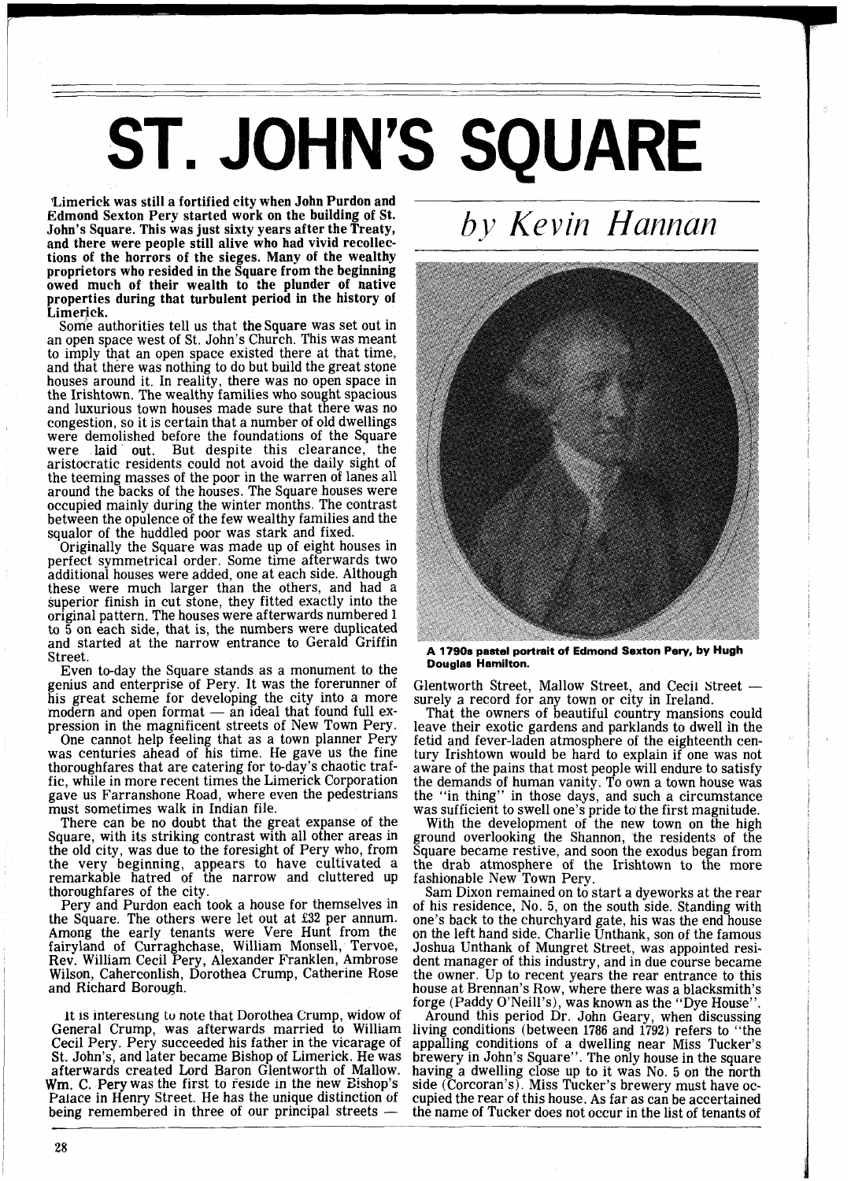# ST. JOHN'S SQUARE

*by Kevin Hannan*

**Limerick was still a fortified city when John Purdon and Edmond Sexton Pery started work on the building of St. John's Square. This was just sixty years after the Treaty, and there were people still alive who had vivid recollections of the horrors of the sieges. Many of the wealthy proprietors who resided in the Square from the beginning owed much of their wealth to the plunder of native properties during that turbulent period in the history of Limerick.**

Some authorities tell us that the Square was set out in an open space west of St. John's Church. This was meant to imply that an open space existed there at that time, and that there was nothing to do but build the great stone houses around it. In reality, there was no open space in the Irishtown. The wealthy families who sought spacious and luxurious town houses made sure that there was no congestion, so it is certain that a number of old dwellings were demolished before the foundations of the Square were laid out. But despite this clearance, the aristocratic residents could not avoid the daily sight of the teeming masses of the poor in the warren of lanes all around the backs of the houses. The Square houses were occupied mainly during the winter months. The contrast between the opulence of the few wealthy families and the squalor of the huddled poor was stark and fixed.

Originally the Square was made up of eight houses in perfect symmetrical order. Some time afterwards two additional houses were added, one at each side. Although these were much larger than the others, and had a superior finish in cut stone, they fitted exactly into the original pattern. The houses were afterwards numbered 1 to 5 on each side, that is, the numbers were duplicated and started at the narrow entrance to Gerald Griffin Street.

Even to-day the Square stands as a monument to the genius and enterprise of Pery. It was the forerunner of his great scheme for developing the city into a more modern and open format — an ideal that found full expression in the magnificent streets of New Town Pery.

One cannot help feeling that as a town planner Pery was centuries ahead of his time. He gave us the fine thoroughfares that are catering for to-day's chaotic traffic, while in more recent times the Limerick Corporation gave us Farranshone Road, where even the pedestrians must sometimes walk in Indian file.

There can be no doubt that the great expanse of the Square, with its striking contrast with all other areas in the old city, was due to the foresight of Pery who, from the very beginning, appears to have cultivated a remarkable hatred of the narrow and cluttered up thoroughfares of the city.

Pery and Purdon each took a house for themselves in the Square. The others were let out at £32 per annum. Among the early tenants were Vere Hunt from the fairyland of Curraghchase, William Monsell, Tervoe, Rev. William Cecil Pery, Alexander Franklen, Ambrose Wilson, Caherconlish, Dorothea Crump, Catherine Rose and Richard Borough.

It is interesting to note that Dorothea Crump, widow of General Crump, was afterwards married to William Cecil Pery. Pery succeeded his father in the vicarage of St. John's, and later became Bishop of Limerick. He was afterwards created Lord Baron Glentworth of Mallow. Wm. C. Pery was the first to reside in the new Bishop's Palace in Henry Street. He has the unique distinction of being remembered in three of our principal streets — Glentworth Street, Mallow Street, and Cecil Street — surely a record for any town or city in Ireland.

**A 1790s pastel portrait of Edmond Sexton Pery, by Hugh Douglas Hamilton.**

That the owners of beautiful country mansions could leave their exotic gardens and parklands to dwell in the fetid and fever-laden atmosphere of the eighteenth century Irishtown would be hard to explain if one was not aware of the pains that most people will endure to satisfy the demands of human vanity. To own a town house was the "in thing" in those days, and such a circumstance was sufficient to swell one's pride to the first magnitude.

With the development of the new town on the high ground overlooking the Shannon, the residents of the Square became restive, and soon the exodus began from the drab atmosphere of the Irishtown to the more fashionable New Town Pery.

Sam Dixon remained on to start a dyeworks at the rear of his residence, No. 5, on the south side. Standing with one's back to the churchyard gate, his was the end house on the left hand side. Charlie Unthank, son of the famous Joshua Unthank of Mungret Street, was appointed resident manager of this industry, and in due course became the owner. Up to recent years the rear entrance to this house at Brennan's Row, where there was a blacksmith's forge (Paddy O'Neill's), was known as the "Dye House".

Around this period Dr. John Geary, when discussing living conditions (between 1786 and 1792) refers to "the appalling conditions of a dwelling near Miss Tucker's brewery in John's Square". The only house in the square having a dwelling close up to it was No. 5 on the north side (Corcoran's). Miss Tucker's brewery must have occupied the rear of this house. As far as can be accertained the name of Tucker does not occur in the list of tenants of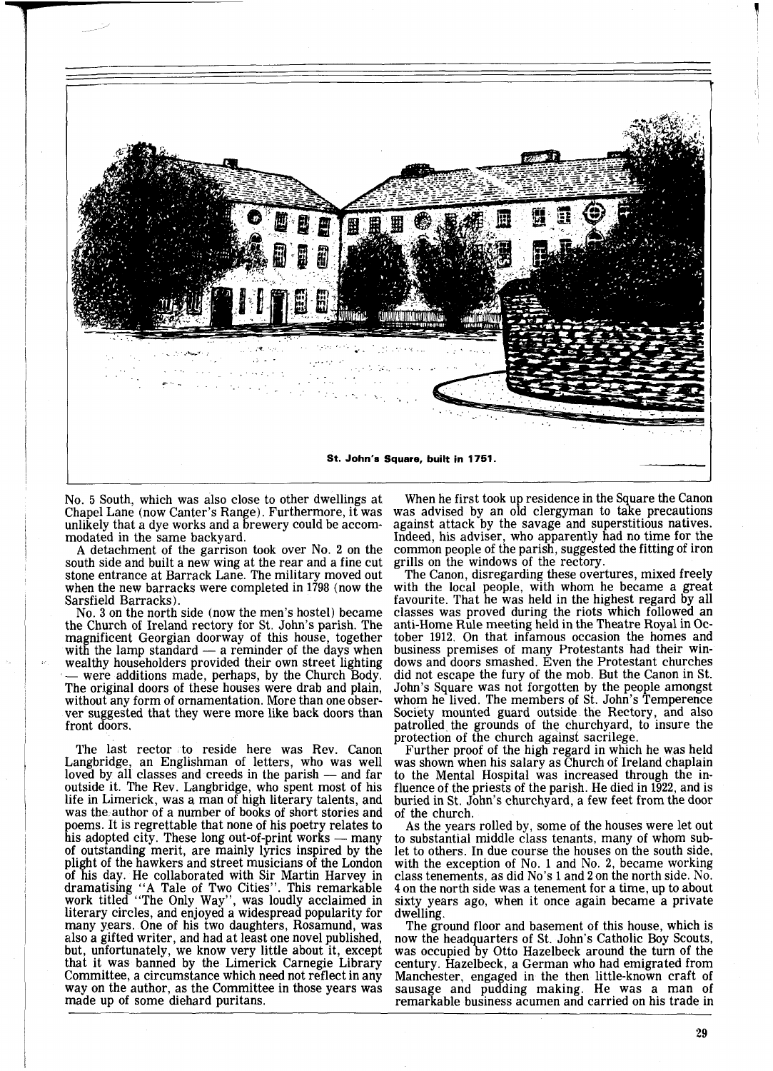St. John's Square, built in 1751.

No. 5 South, which was also close to other dwellings at Chapel Lane (now Canter's Range). Furthermore, it was unlikely that a dye works and a brewery could be accommodated in the same backyard.

A detachment of the garrison took over No. 2 on the south side and built a new wing at the rear and a fine cut stone entrance at Barrack Lane. The military moved out when the new barracks were completed in 1798 (now the Sarsfield Barracks).

No. 3 on the north side (now the men's hostel) became the Church of Ireland rectory for St. John's parish. The magnificent Georgian doorway of this house, together with the lamp standard — a reminder of the days when wealthy householders provided their own street lighting — were additions made, perhaps, by the Church Body. The original doors of these houses were drab and plain, without any form of ornamentation. More than one observer suggested that they were more like back doors than front doors.

The last rector to reside here was Rev. Canon Langbridge, an Englishman of letters, who was well loved by all classes and creeds in the parish — and far outside it. The Rev. Langbridge, who spent most of his life in Limerick, was a man of high literary talents, and was the author of a number of books of short stories and poems. It is regrettable that none of his poetry relates to his adopted city. These long out-of-print works — many of outstanding merit, are mainly lyrics inspired by the plight of the hawkers and street musicians of the London of his day. He collaborated with Sir Martin Harvey in dramatising "A Tale of Two Cities". This remarkable work titled "The Only Way", was loudly acclaimed in literary circles, and enjoyed a widespread popularity for many years. One of his two daughters, Rosamund, was also a gifted writer, and had at least one novel published, but, unfortunately, we know very little about it, except that it was banned by the Limerick Carnegie Library Committee, a circumstance which need not reflect in any way on the author, as the Committee in those years was made up of some diehard puritans.

When he first took up residence in the Square the Canon was advised by an old clergyman to take precautions against attack by the savage and superstitious natives. Indeed, his adviser, who apparently had no time for the common people of the parish, suggested the fitting of iron grills on the windows of the rectory.

The Canon, disregarding these overtures, mixed freely with the local people, with whom he became a great favourite. That he was held in the highest regard by all classes was proved during the riots which followed an anti-Home Rule meeting held in the Theatre Royal in October 1912. On that infamous occasion the homes and business premises of many Protestants had their windows and doors smashed. Even the Protestant churches did not escape the fury of the mob. But the Canon in St. John's Square was not forgotten by the people amongst whom he lived. The members of St. John's Temperence Society mounted guard outside the Rectory, and also patrolled the grounds of the churchyard, to insure the protection of the church against sacrilege.

Further proof of the high regard in which he was held was shown when his salary as Church of Ireland chaplain to the Mental Hospital was increased through the influence of the priests of the parish. He died in 1922, and is buried in St. John's churchyard, a few feet from the door of the church.

As the years rolled by, some of the houses were let out to substantial middle class tenants, many of whom sublet to others. In due course the houses on the south side, with the exception of No. 1 and No. 2, became working class tenements, as did No's 1 and 2 on the north side. No. 4 on the north side was a tenement for a time, up to about sixty years ago, when it once again became a private dwelling.

The ground floor and basement of this house, which is now the headquarters of St. John's Catholic Boy Scouts, was occupied by Otto Hazelbeck around the turn of the century. Hazelbeck, a German who had emigrated from Manchester, engaged in the then little-known craft of sausage and pudding making. He was a man of remarkable business acumen and carried on his trade in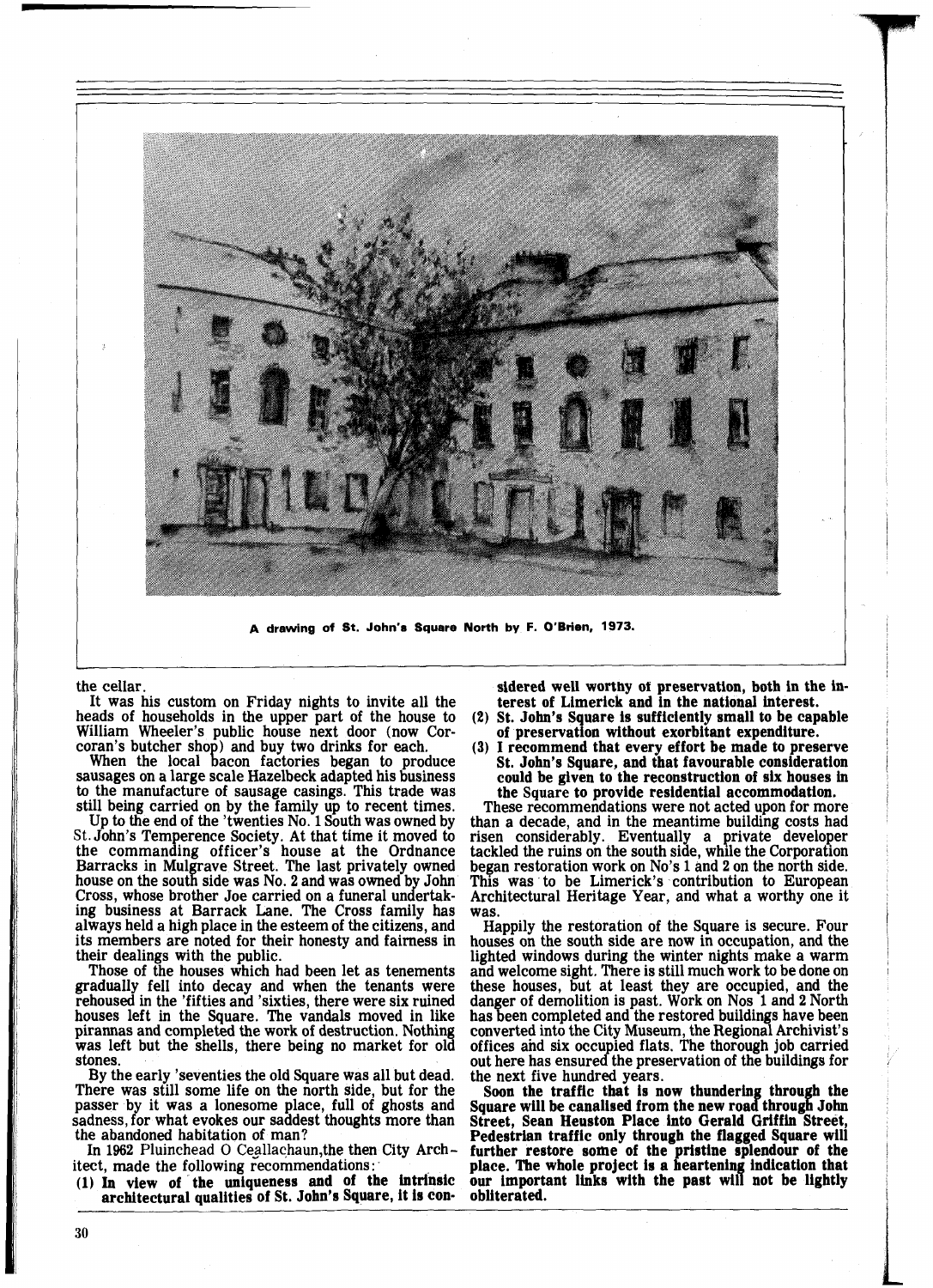A drawing of St. John's Square North by F. O'Brien, 1973.

the cellar.

It was his custom on Friday nights to invite all the heads of households in the upper part of the house to William Wheeler's public house next door (now Corcoran's butcher shop) and buy two drinks for each.

When the local bacon factories began to produce sausages on a large scale Hazelbeck adapted his business to the manufacture of sausage casings. This trade was still being carried on by the family up to recent times.

Up to the end of the 'twenties No. 1 South was owned by St. John's Temperence Society. At that time it moved to the commanding officer's house at the Ordnance Barracks in Mulgrave Street. The last privately owned house on the south side was No. 2 and was owned by John Cross, whose brother Joe carried on a funeral undertaking business at Barrack Lane. The Cross family has always held a high place in the esteem of the citizens, and its members are noted for their honesty and fairness in their dealings with the public.

Those of the houses which had been let as tenements gradually fell into decay and when the tenants were rehoused in the 'fifties and 'sixties, there were six ruined houses left in the Square. The vandals moved in like pirannas and completed the work of destruction. Nothing was left but the shells, there being no market for old stones.

By the early 'seventies the old Square was all but dead. There was still some life on the north side, but for the passer by it was a lonesome place, full of ghosts and sadness, for what evokes our saddest thoughts more than the abandoned habitation of man?

In 1962 Pluinchead O Ceallachaun, the then City Architect, made the following recommendations:

**(1) In view of the uniqueness and of the intrinsic architectural qualities of St. John's Square, it is considered well worthy of preservation, both in the interest of Limerick and in the national interest.**

**(2) St. John's Square is sufficiently small to be capable of preservation without exorbitant expenditure.**

**(3) I recommend that every effort be made to preserve St. John's Square, and that favourable consideration could be given to the reconstruction of six houses in the Square to provide residential accommodation.**

These recommendations were not acted upon for more than a decade, and in the meantime building costs had risen considerably. Eventually a private developer tackled the ruins on the south side, while the Corporation began restoration work on No's 1 and 2 on the north side. This was to be Limerick's contribution to European Architectural Heritage Year, and what a worthy one it was.

Happily the restoration of the Square is secure. Four houses on the south side are now in occupation, and the lighted windows during the winter nights make a warm and welcome sight. There is still much work to be done on these houses, but at least they are occupied, and the danger of demolition is past. Work on Nos 1 and 2 North has been completed and the restored buildings have been converted into the City Museum, the Regional Archivist's offices and six occupied flats. The thorough job carried out here has ensured the preservation of the buildings for the next five hundred years.

**Soon the traffic that is now thundering through the Square will be canalised from the new road through John Street, Sean Heuston Place into Gerald Griffin Street, Pedestrian traffic only through the flagged Square will further restore some of the pristine splendour of the place. The whole project is a heartening indication that our important links with the past will not be lightly obliterated.**